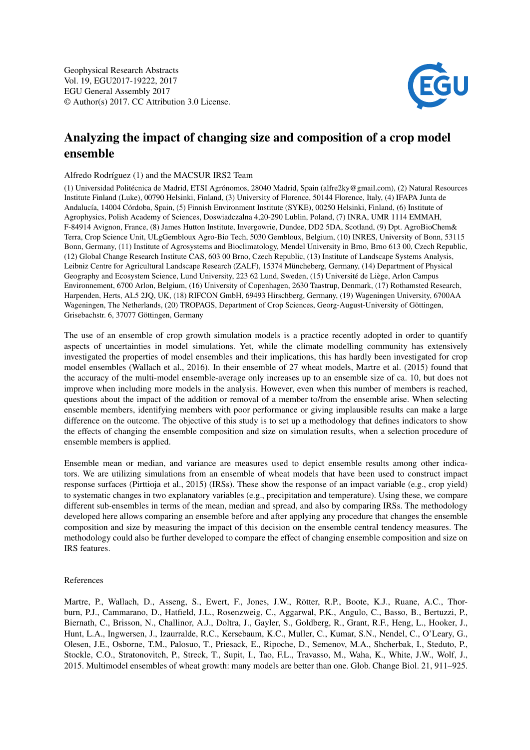Geophysical Research Abstracts
Vol. 19, EGU2017-19222, 2017
EGU General Assembly 2017
© Author(s) 2017. CC Attribution 3.0 License.

# Analyzing the impact of changing size and composition of a crop model ensemble

Alfredo Rodríguez (1) and the MACSUR IRS2 Team

(1) Universidad Politécnica de Madrid, ETSI Agrónomos, 28040 Madrid, Spain (alfre2ky@gmail.com), (2) Natural Resources Institute Finland (Luke), 00790 Helsinki, Finland, (3) University of Florence, 50144 Florence, Italy, (4) IFAPA Junta de Andalucía, 14004 Córdoba, Spain, (5) Finnish Environment Institute (SYKE), 00250 Helsinki, Finland, (6) Institute of Agrophysics, Polish Academy of Sciences, Doswiadczalna 4,20-290 Lublin, Poland, (7) INRA, UMR 1114 EMMAH, F-84914 Avignon, France, (8) James Hutton Institute, Invergowrie, Dundee, DD2 5DA, Scotland, (9) Dpt. AgroBioChem& Terra, Crop Science Unit, ULgGembloux Agro-Bio Tech, 5030 Gembloux, Belgium, (10) INRES, University of Bonn, 53115 Bonn, Germany, (11) Institute of Agrosystems and Bioclimatology, Mendel University in Brno, Brno 613 00, Czech Republic, (12) Global Change Research Institute CAS, 603 00 Brno, Czech Republic, (13) Institute of Landscape Systems Analysis, Leibniz Centre for Agricultural Landscape Research (ZALF), 15374 Müncheberg, Germany, (14) Department of Physical Geography and Ecosystem Science, Lund University, 223 62 Lund, Sweden, (15) Université de Liège, Arlon Campus Environnement, 6700 Arlon, Belgium, (16) University of Copenhagen, 2630 Taastrup, Denmark, (17) Rothamsted Research, Harpenden, Herts, AL5 2JQ, UK, (18) RIFCON GmbH, 69493 Hirschberg, Germany, (19) Wageningen University, 6700AA Wageningen, The Netherlands, (20) TROPAGS, Department of Crop Sciences, Georg-August-University of Göttingen, Grisebachstr. 6, 37077 Göttingen, Germany

The use of an ensemble of crop growth simulation models is a practice recently adopted in order to quantify aspects of uncertainties in model simulations. Yet, while the climate modelling community has extensively investigated the properties of model ensembles and their implications, this has hardly been investigated for crop model ensembles (Wallach et al., 2016). In their ensemble of 27 wheat models, Martre et al. (2015) found that the accuracy of the multi-model ensemble-average only increases up to an ensemble size of ca. 10, but does not improve when including more models in the analysis. However, even when this number of members is reached, questions about the impact of the addition or removal of a member to/from the ensemble arise. When selecting ensemble members, identifying members with poor performance or giving implausible results can make a large difference on the outcome. The objective of this study is to set up a methodology that defines indicators to show the effects of changing the ensemble composition and size on simulation results, when a selection procedure of ensemble members is applied.

Ensemble mean or median, and variance are measures used to depict ensemble results among other indicators. We are utilizing simulations from an ensemble of wheat models that have been used to construct impact response surfaces (Pirttioja et al., 2015) (IRSs). These show the response of an impact variable (e.g., crop yield) to systematic changes in two explanatory variables (e.g., precipitation and temperature). Using these, we compare different sub-ensembles in terms of the mean, median and spread, and also by comparing IRSs. The methodology developed here allows comparing an ensemble before and after applying any procedure that changes the ensemble composition and size by measuring the impact of this decision on the ensemble central tendency measures. The methodology could also be further developed to compare the effect of changing ensemble composition and size on IRS features.

References

Martre, P., Wallach, D., Asseng, S., Ewert, F., Jones, J.W., Rötter, R.P., Boote, K.J., Ruane, A.C., Thorburn, P.J., Cammarano, D., Hatfield, J.L., Rosenzweig, C., Aggarwal, P.K., Angulo, C., Basso, B., Bertuzzi, P., Biernath, C., Brisson, N., Challinor, A.J., Doltra, J., Gayler, S., Goldberg, R., Grant, R.F., Heng, L., Hooker, J., Hunt, L.A., Ingwersen, J., Izaurralde, R.C., Kersebaum, K.C., Muller, C., Kumar, S.N., Nendel, C., O'Leary, G., Olesen, J.E., Osborne, T.M., Palosuo, T., Priesack, E., Ripoche, D., Semenov, M.A., Shcherbak, I., Steduto, P., Stockle, C.O., Stratonovitch, P., Streck, T., Supit, I., Tao, F.L., Travasso, M., Waha, K., White, J.W., Wolf, J., 2015. Multimodel ensembles of wheat growth: many models are better than one. Glob. Change Biol. 21, 911–925.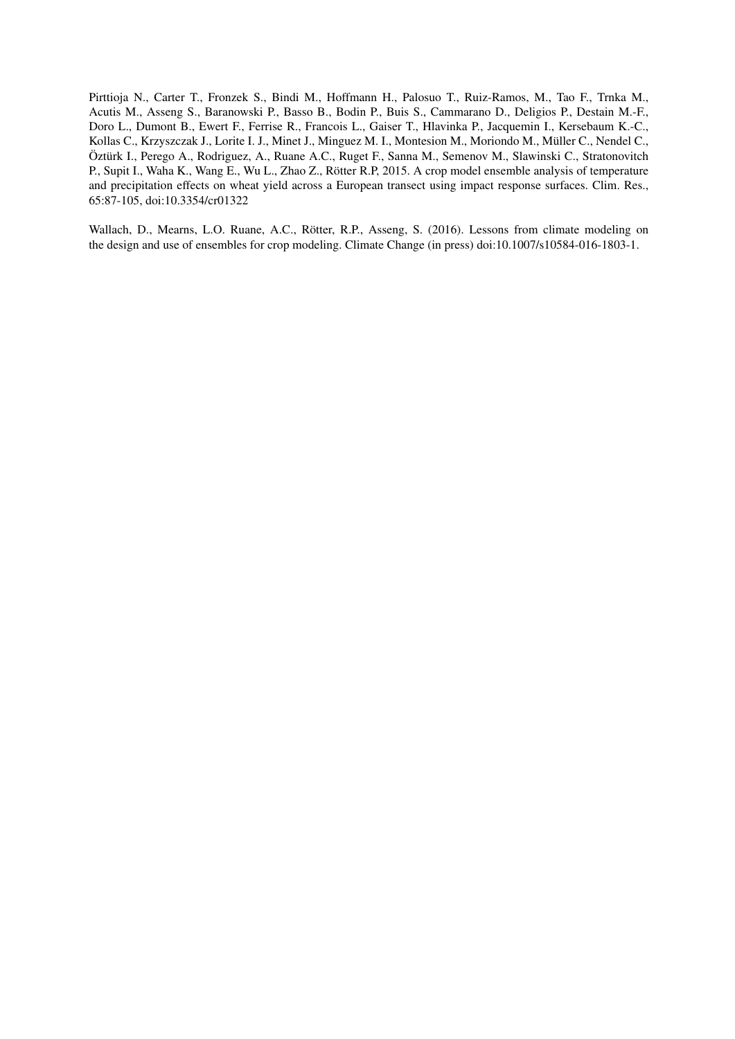Pirttioja N., Carter T., Fronzek S., Bindi M., Hoffmann H., Palosuo T., Ruiz-Ramos, M., Tao F., Trnka M., Acutis M., Asseng S., Baranowski P., Basso B., Bodin P., Buis S., Cammarano D., Deligios P., Destain M.-F., Doro L., Dumont B., Ewert F., Ferrise R., Francois L., Gaiser T., Hlavinka P., Jacquemin I., Kersebaum K.-C., Kollas C., Krzyszczak J., Lorite I. J., Minet J., Minguez M. I., Montesion M., Moriondo M., Müller C., Nendel C., Öztürk I., Perego A., Rodriguez, A., Ruane A.C., Ruget F., Sanna M., Semenov M., Slawinski C., Stratonovitch P., Supit I., Waha K., Wang E., Wu L., Zhao Z., Rötter R.P, 2015. A crop model ensemble analysis of temperature and precipitation effects on wheat yield across a European transect using impact response surfaces. Clim. Res., 65:87-105, doi:10.3354/cr01322

Wallach, D., Mearns, L.O. Ruane, A.C., Rötter, R.P., Asseng, S. (2016). Lessons from climate modeling on the design and use of ensembles for crop modeling. Climate Change (in press) doi:10.1007/s10584-016-1803-1.